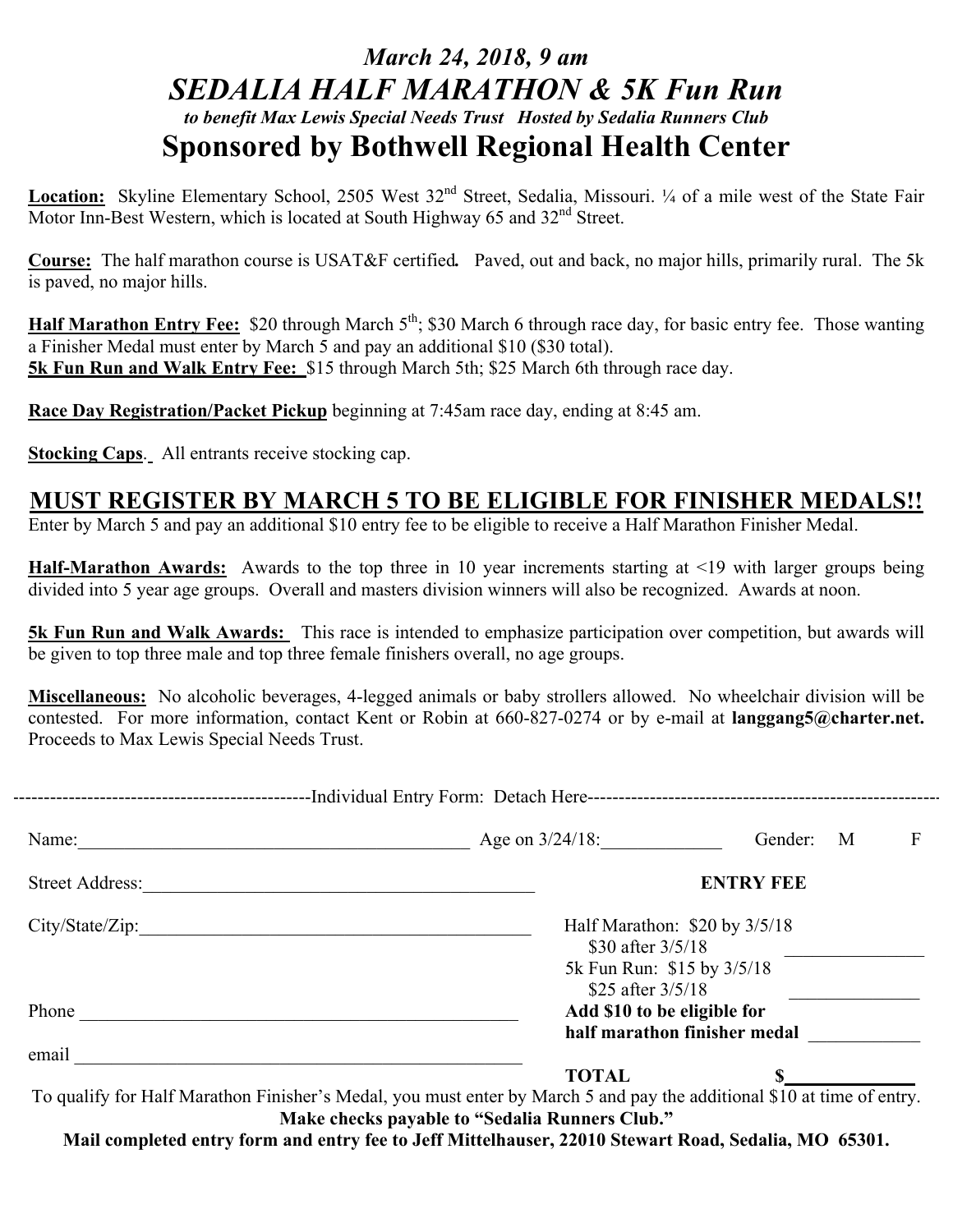## *March 24, 2018, 9 am*

# *SEDALIA HALF MARATHON & 5K Fun Run*

***to benefit Max Lewis Special Needs Trust   Hosted by Sedalia Runners Club***

## Sponsored by Bothwell Regional Health Center

**Location:** Skyline Elementary School, 2505 West 32nd Street, Sedalia, Missouri. ¼ of a mile west of the State Fair Motor Inn-Best Western, which is located at South Highway 65 and 32nd Street.

**Course:** The half marathon course is USAT&F certified**.** Paved, out and back, no major hills, primarily rural. The 5k is paved, no major hills.

**Half Marathon Entry Fee:** $20 through March 5th; $30 March 6 through race day, for basic entry fee. Those wanting a Finisher Medal must enter by March 5 and pay an additional $10 ($30 total).
**5k Fun Run and Walk Entry Fee:** $15 through March 5th; $25 March 6th through race day.

**Race Day Registration/Packet Pickup** beginning at 7:45am race day, ending at 8:45 am.

**Stocking Caps**. All entrants receive stocking cap.

## MUST REGISTER BY MARCH 5 TO BE ELIGIBLE FOR FINISHER MEDALS!!

Enter by March 5 and pay an additional $10 entry fee to be eligible to receive a Half Marathon Finisher Medal.

**Half-Marathon Awards:** Awards to the top three in 10 year increments starting at <19 with larger groups being divided into 5 year age groups. Overall and masters division winners will also be recognized. Awards at noon.

**5k Fun Run and Walk Awards:** This race is intended to emphasize participation over competition, but awards will be given to top three male and top three female finishers overall, no age groups.

**Miscellaneous:** No alcoholic beverages, 4-legged animals or baby strollers allowed. No wheelchair division will be contested. For more information, contact Kent or Robin at 660-827-0274 or by e-mail at **langgang5@charter.net.** Proceeds to Max Lewis Special Needs Trust.

------------------------------------------------Individual Entry Form: Detach Here------------------------------------------------

Name:\_\_\_\_\_\_\_\_\_\_\_\_\_\_\_\_\_\_\_\_\_\_\_\_\_\_\_\_\_\_\_\_\_\_\_\_\_\_\_\_\_\_ Age on 3/24/18:\_\_\_\_\_\_\_\_\_\_\_\_ Gender: M F

Street Address:\_\_\_\_\_\_\_\_\_\_\_\_\_\_\_\_\_\_\_\_\_\_\_\_\_\_\_\_\_\_\_\_\_\_\_\_\_\_\_\_\_\_

**ENTRY FEE**

City/State/Zip:\_\_\_\_\_\_\_\_\_\_\_\_\_\_\_\_\_\_\_\_\_\_\_\_\_\_\_\_\_\_\_\_\_\_\_\_\_\_\_\_\_\_

Half Marathon: $20 by 3/5/18
$30 after 3/5/18 \_\_\_\_\_\_\_\_\_\_\_\_\_\_

5k Fun Run: $15 by 3/5/18
$25 after 3/5/18 \_\_\_\_\_\_\_\_\_\_\_\_\_\_

Phone \_\_\_\_\_\_\_\_\_\_\_\_\_\_\_\_\_\_\_\_\_\_\_\_\_\_\_\_\_\_\_\_\_\_\_\_\_\_\_\_\_\_\_\_\_\_

**Add $10 to be eligible for half marathon finisher medal** \_\_\_\_\_\_\_\_\_\_\_\_

email \_\_\_\_\_\_\_\_\_\_\_\_\_\_\_\_\_\_\_\_\_\_\_\_\_\_\_\_\_\_\_\_\_\_\_\_\_\_\_\_\_\_\_\_\_\_

**TOTAL $\_\_\_\_\_\_\_\_\_\_\_\_\_**

To qualify for Half Marathon Finisher's Medal, you must enter by March 5 and pay the additional $10 at time of entry.

**Make checks payable to "Sedalia Runners Club."**

**Mail completed entry form and entry fee to Jeff Mittelhauser, 22010 Stewart Road, Sedalia, MO 65301.**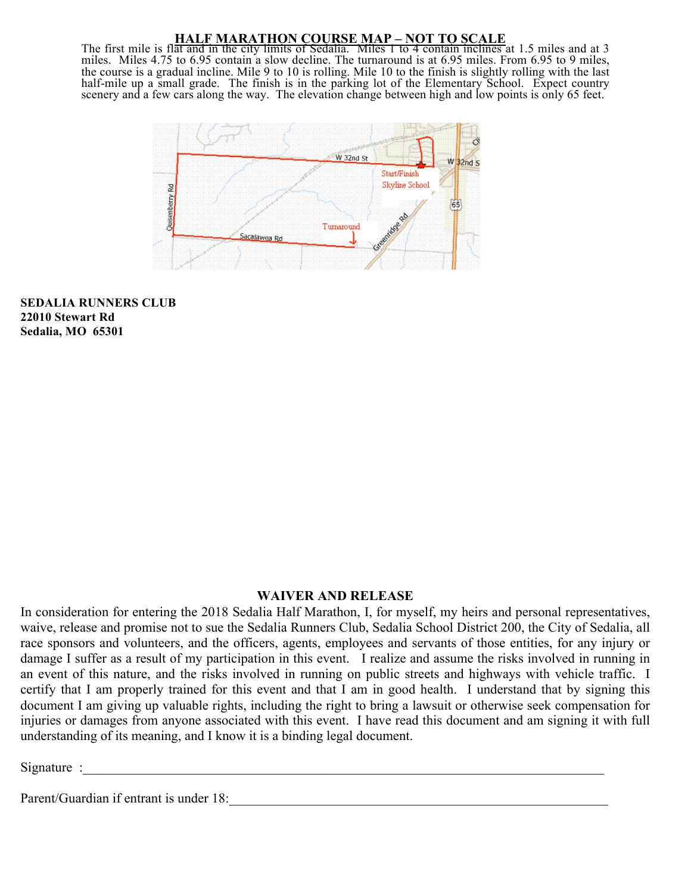## HALF MARATHON COURSE MAP – NOT TO SCALE

The first mile is flat and in the city limits of Sedalia. Miles 1 to 4 contain inclines at 1.5 miles and at 3 miles. Miles 4.75 to 6.95 contain a slow decline. The turnaround is at 6.95 miles. From 6.95 to 9 miles, the course is a gradual incline. Mile 9 to 10 is rolling. Mile 10 to the finish is slightly rolling with the last half-mile up a small grade. The finish is in the parking lot of the Elementary School. Expect country scenery and a few cars along the way. The elevation change between high and low points is only 65 feet.

W 32nd St

W 32nd St

Start/Finish

Skyline School

Quisenberry Rd

Sacajawea Rd

Turnaround

Greenridge Rd

65

**SEDALIA RUNNERS CLUB**
**22010 Stewart Rd**
**Sedalia, MO 65301**

## WAIVER AND RELEASE

In consideration for entering the 2018 Sedalia Half Marathon, I, for myself, my heirs and personal representatives, waive, release and promise not to sue the Sedalia Runners Club, Sedalia School District 200, the City of Sedalia, all race sponsors and volunteers, and the officers, agents, employees and servants of those entities, for any injury or damage I suffer as a result of my participation in this event. I realize and assume the risks involved in running in an event of this nature, and the risks involved in running on public streets and highways with vehicle traffic. I certify that I am properly trained for this event and that I am in good health. I understand that by signing this document I am giving up valuable rights, including the right to bring a lawsuit or otherwise seek compensation for injuries or damages from anyone associated with this event. I have read this document and am signing it with full understanding of its meaning, and I know it is a binding legal document.

Signature :_______________________________________________________________________________

Parent/Guardian if entrant is under 18:_________________________________________________________